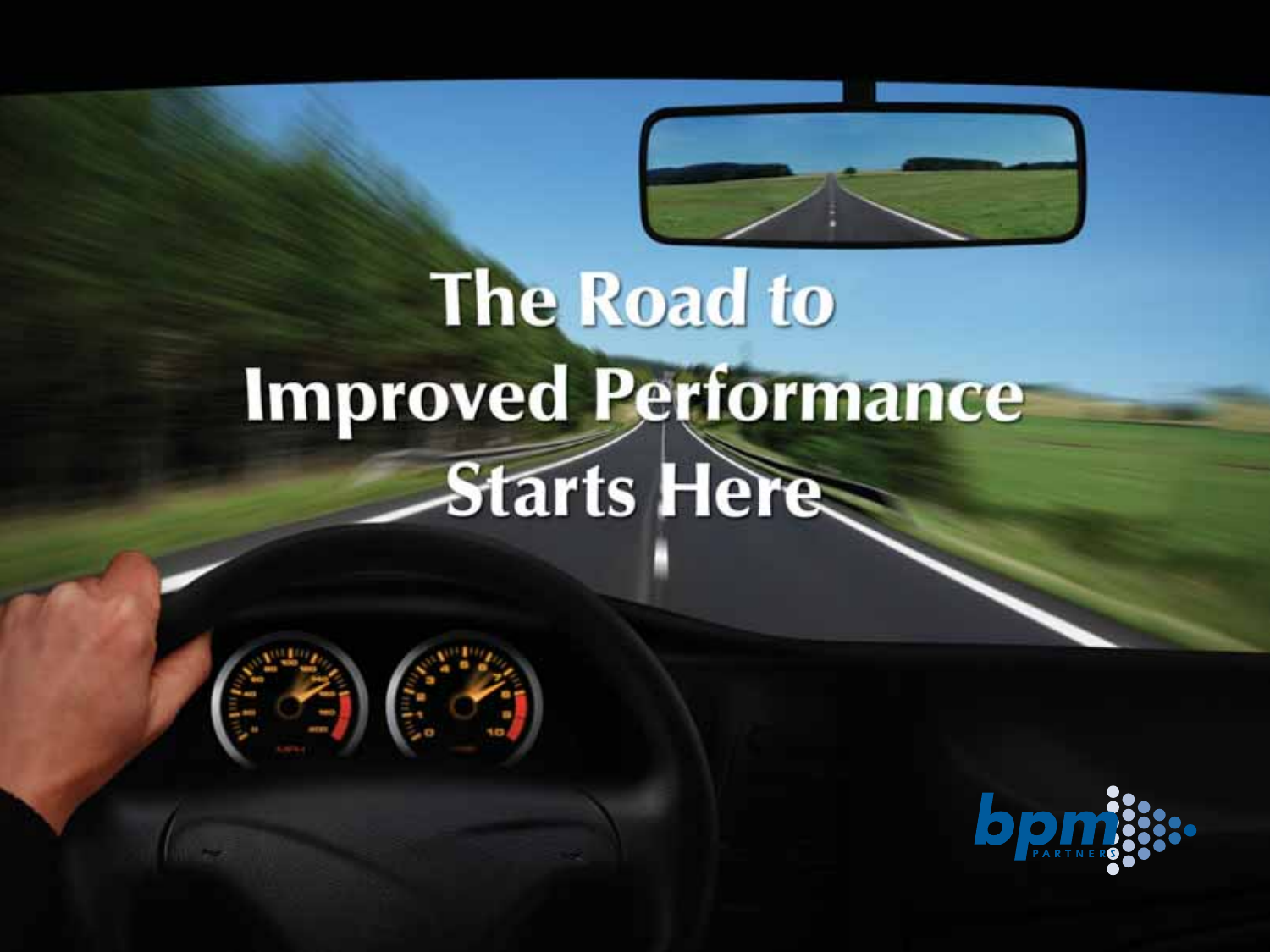# The Road to Improved Performance Starts Here

bpm PARTNERS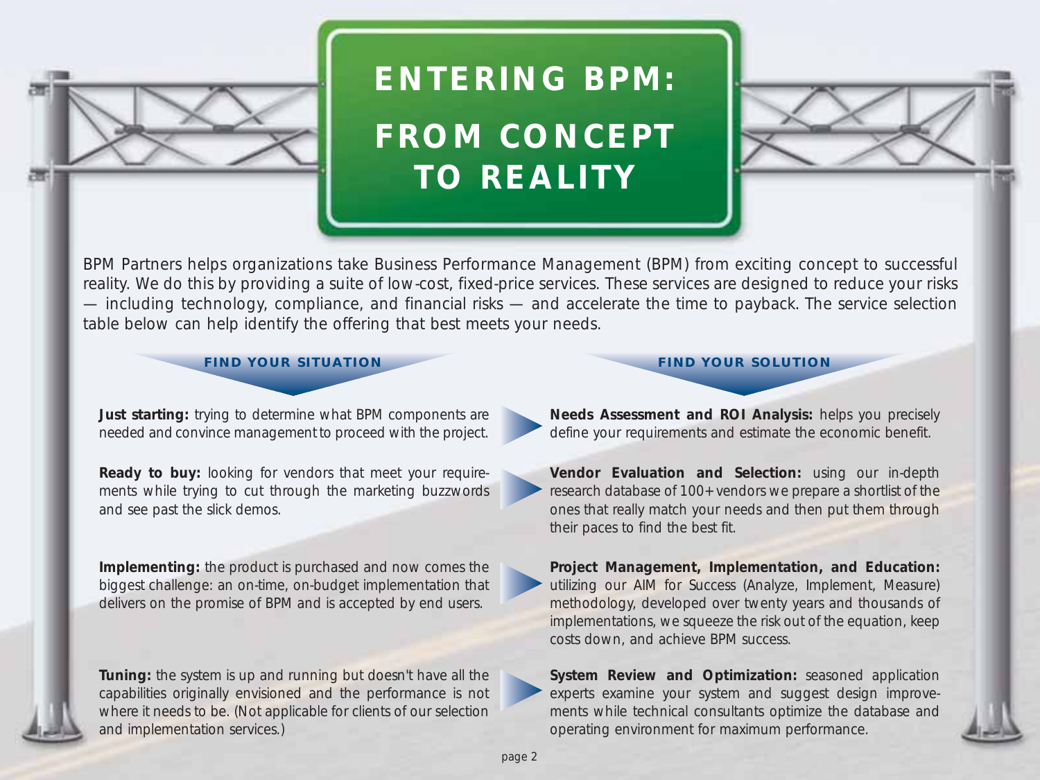# ENTERING BPM: FROM CONCEPT TO REALITY

BPM Partners helps organizations take Business Performance Management (BPM) from exciting concept to successful reality. We do this by providing a suite of low-cost, fixed-price services. These services are designed to reduce your risks — including technology, compliance, and financial risks — and accelerate the time to payback. The service selection table below can help identify the offering that best meets your needs.

| FIND YOUR SITUATION | FIND YOUR SOLUTION |
| --- | --- |
| **Just starting:** trying to determine what BPM components are needed and convince management to proceed with the project. | **Needs Assessment and ROI Analysis:** helps you precisely define your requirements and estimate the economic benefit. |
| **Ready to buy:** looking for vendors that meet your requirements while trying to cut through the marketing buzzwords and see past the slick demos. | **Vendor Evaluation and Selection:** using our in-depth research database of 100+ vendors we prepare a shortlist of the ones that really match your needs and then put them through their paces to find the best fit. |
| **Implementing:** the product is purchased and now comes the biggest challenge: an on-time, on-budget implementation that delivers on the promise of BPM and is accepted by end users. | **Project Management, Implementation, and Education:** utilizing our AIM for Success (Analyze, Implement, Measure) methodology, developed over twenty years and thousands of implementations, we squeeze the risk out of the equation, keep costs down, and achieve BPM success. |
| **Tuning:** the system is up and running but doesn't have all the capabilities originally envisioned and the performance is not where it needs to be. (Not applicable for clients of our selection and implementation services.) | **System Review and Optimization:** seasoned application experts examine your system and suggest design improvements while technical consultants optimize the database and operating environment for maximum performance. |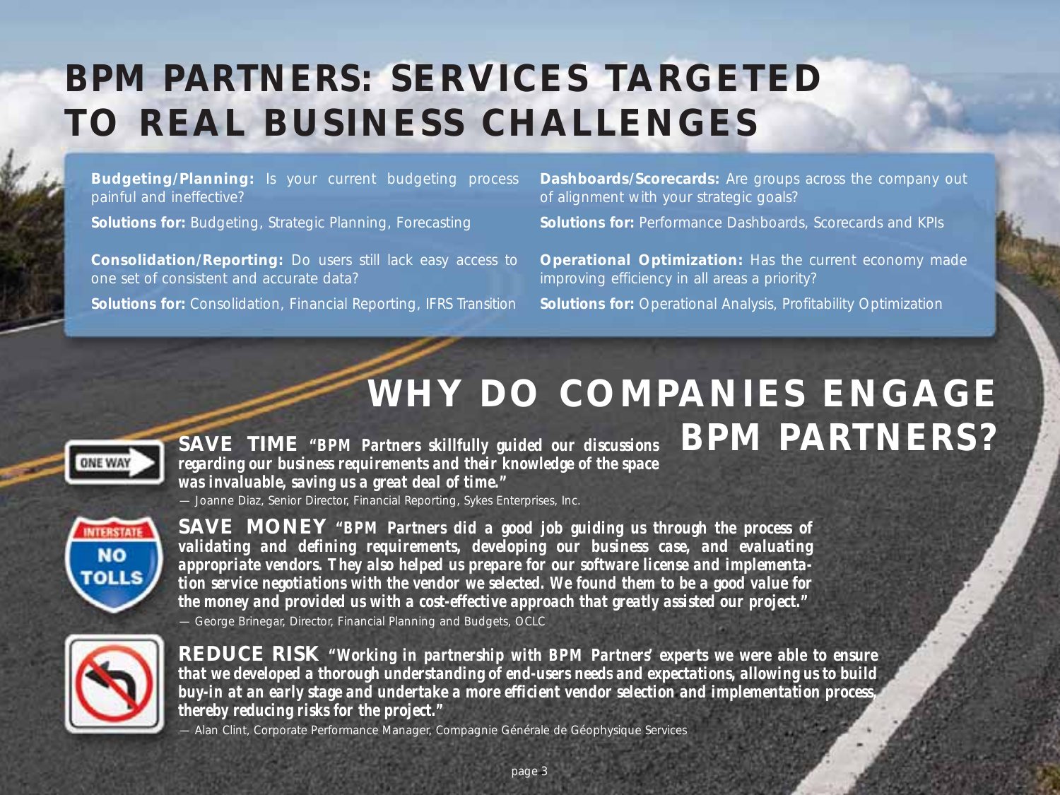# BPM PARTNERS: SERVICES TARGETED TO REAL BUSINESS CHALLENGES

**Budgeting/Planning:** Is your current budgeting process painful and ineffective?

**Solutions for:** Budgeting, Strategic Planning, Forecasting

**Consolidation/Reporting:** Do users still lack easy access to one set of consistent and accurate data?

**Solutions for:** Consolidation, Financial Reporting, IFRS Transition

**Dashboards/Scorecards:** Are groups across the company out of alignment with your strategic goals?

**Solutions for:** Performance Dashboards, Scorecards and KPIs

**Operational Optimization:** Has the current economy made improving efficiency in all areas a priority?

**Solutions for:** Operational Analysis, Profitability Optimization

# WHY DO COMPANIES ENGAGE BPM PARTNERS?

**SAVE TIME** ***"BPM Partners skillfully guided our discussions regarding our business requirements and their knowledge of the space was invaluable, saving us a great deal of time."***

— Joanne Diaz, Senior Director, Financial Reporting, Sykes Enterprises, Inc.

**SAVE MONEY** ***"BPM Partners did a good job guiding us through the process of validating and defining requirements, developing our business case, and evaluating appropriate vendors. They also helped us prepare for our software license and implementation service negotiations with the vendor we selected. We found them to be a good value for the money and provided us with a cost-effective approach that greatly assisted our project."***

— George Brinegar, Director, Financial Planning and Budgets, OCLC

**REDUCE RISK** ***"Working in partnership with BPM Partners' experts we were able to ensure that we developed a thorough understanding of end-users needs and expectations, allowing us to build buy-in at an early stage and undertake a more efficient vendor selection and implementation process, thereby reducing risks for the project."***

— Alan Clint, Corporate Performance Manager, Compagnie Générale de Géophysique Services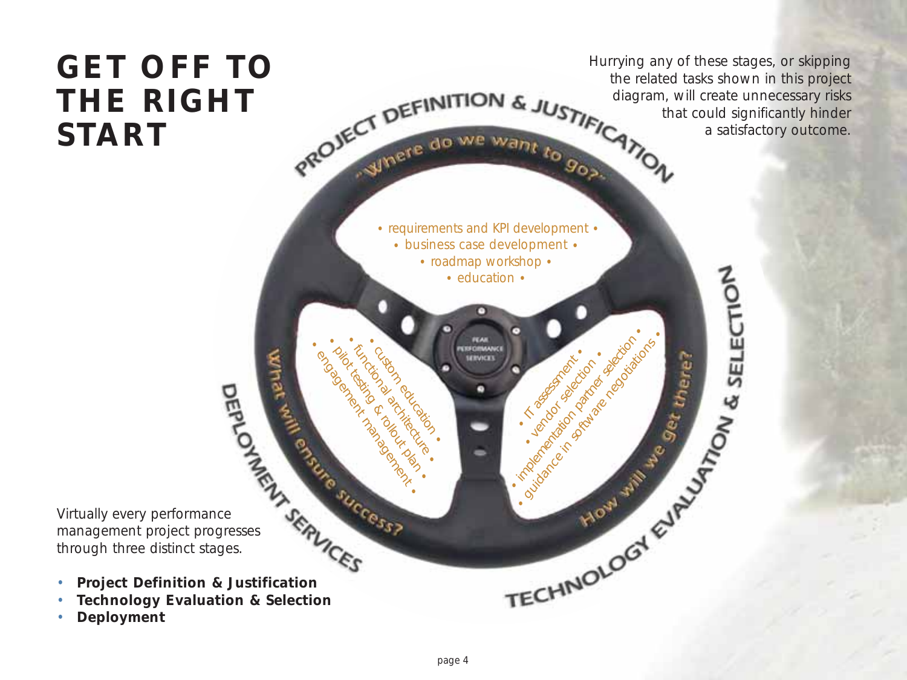# GET OFF TO THE RIGHT START

Hurrying any of these stages, or skipping the related tasks shown in this project diagram, will create unnecessary risks that could significantly hinder a satisfactory outcome.

PROJECT DEFINITION & JUSTIFICATION

"Where do we want to go?"

- requirements and KPI development
- business case development
- roadmap workshop
- education

TECHNOLOGY EVALUATION & SELECTION

How will we get there?

- IT assessment
- vendor selection
- implementation partner selection
- guidance in software negotiations

DEPLOYMENT SERVICES

What will ensure success?

- custom education
- functional architecture
- pilot testing & rollout plan
- engagement management

Virtually every performance management project progresses through three distinct stages.

- **Project Definition & Justification**
- **Technology Evaluation & Selection**
- **Deployment**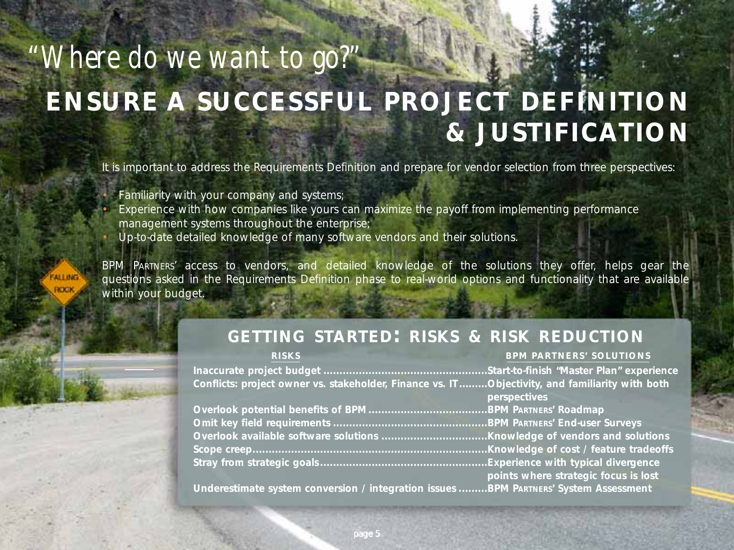*"Where do we want to go?"*

# ENSURE A SUCCESSFUL PROJECT DEFINITION & JUSTIFICATION

It is important to address the Requirements Definition and prepare for vendor selection from three perspectives:

- Familiarity with your company and systems;
- Experience with how companies like yours can maximize the payoff from implementing performance management systems throughout the enterprise;
- Up-to-date detailed knowledge of many software vendors and their solutions.

BPM Partners' access to vendors, and detailed knowledge of the solutions they offer, helps gear the questions asked in the Requirements Definition phase to real-world options and functionality that are available within your budget.

## GETTING STARTED: RISKS & RISK REDUCTION

| RISKS | BPM PARTNERS' SOLUTIONS |
|---|---|
| **Inaccurate project budget** | **Start-to-finish "Master Plan" experience** |
| **Conflicts: project owner vs. stakeholder, Finance vs. IT** | **Objectivity, and familiarity with both perspectives** |
| **Overlook potential benefits of BPM** | **BPM Partners' Roadmap** |
| **Omit key field requirements** | **BPM Partners' End-user Surveys** |
| **Overlook available software solutions** | **Knowledge of vendors and solutions** |
| **Scope creep** | **Knowledge of cost / feature tradeoffs** |
| **Stray from strategic goals** | **Experience with typical divergence points where strategic focus is lost** |
| **Underestimate system conversion / integration issues** | **BPM Partners' System Assessment** |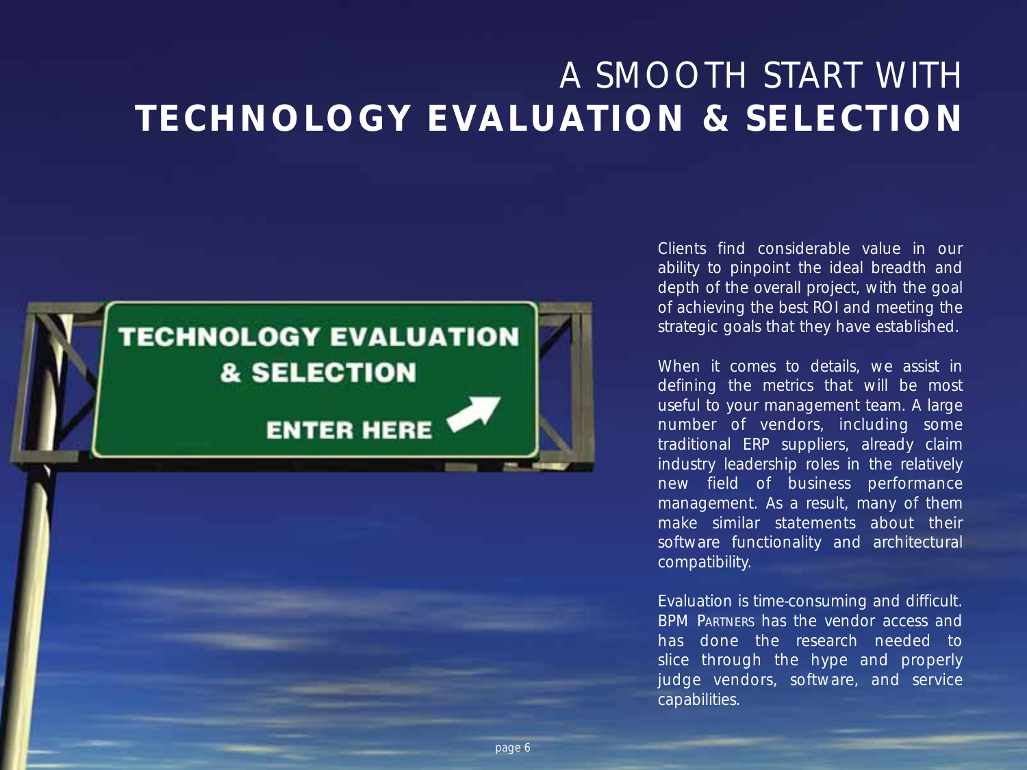# A SMOOTH START WITH **TECHNOLOGY EVALUATION & SELECTION**

Clients find considerable value in our ability to pinpoint the ideal breadth and depth of the overall project, with the goal of achieving the best ROI and meeting the strategic goals that they have established.

When it comes to details, we assist in defining the metrics that will be most useful to your management team. A large number of vendors, including some traditional ERP suppliers, already claim industry leadership roles in the relatively new field of business performance management. As a result, many of them make similar statements about their software functionality and architectural compatibility.

Evaluation is time-consuming and difficult. BPM Partners has the vendor access and has done the research needed to slice through the hype and properly judge vendors, software, and service capabilities.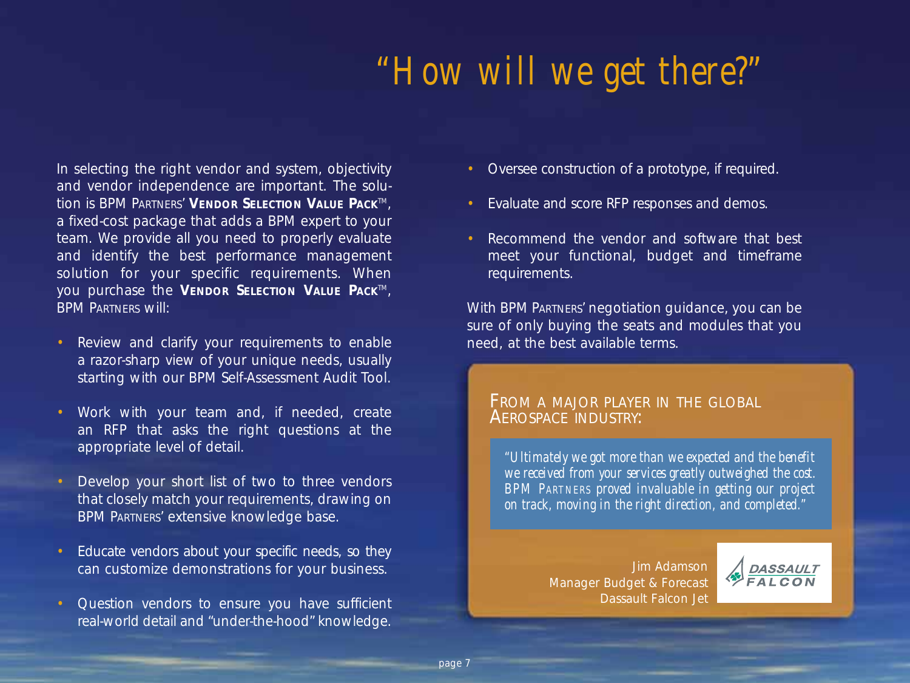# "How will we get there?"

In selecting the right vendor and system, objectivity and vendor independence are important. The solution is BPM Partners' **Vendor Selection Value Pack**™, a fixed-cost package that adds a BPM expert to your team. We provide all you need to properly evaluate and identify the best performance management solution for your specific requirements. When you purchase the **Vendor Selection Value Pack**™, BPM Partners will:

- Review and clarify your requirements to enable a razor-sharp view of your unique needs, usually starting with our BPM Self-Assessment Audit Tool.
- Work with your team and, if needed, create an RFP that asks the right questions at the appropriate level of detail.
- Develop your short list of two to three vendors that closely match your requirements, drawing on BPM Partners' extensive knowledge base.
- Educate vendors about your specific needs, so they can customize demonstrations for your business.
- Question vendors to ensure you have sufficient real-world detail and "under-the-hood" knowledge.
- Oversee construction of a prototype, if required.
- Evaluate and score RFP responses and demos.
- Recommend the vendor and software that best meet your functional, budget and timeframe requirements.

With BPM Partners' negotiation guidance, you can be sure of only buying the seats and modules that you need, at the best available terms.

FROM A MAJOR PLAYER IN THE GLOBAL AEROSPACE INDUSTRY:

*"Ultimately we got more than we expected and the benefit we received from your services greatly outweighed the cost. BPM Partners proved invaluable in getting our project on track, moving in the right direction, and completed."*

Jim Adamson
Manager Budget & Forecast
Dassault Falcon Jet

DASSAULT FALCON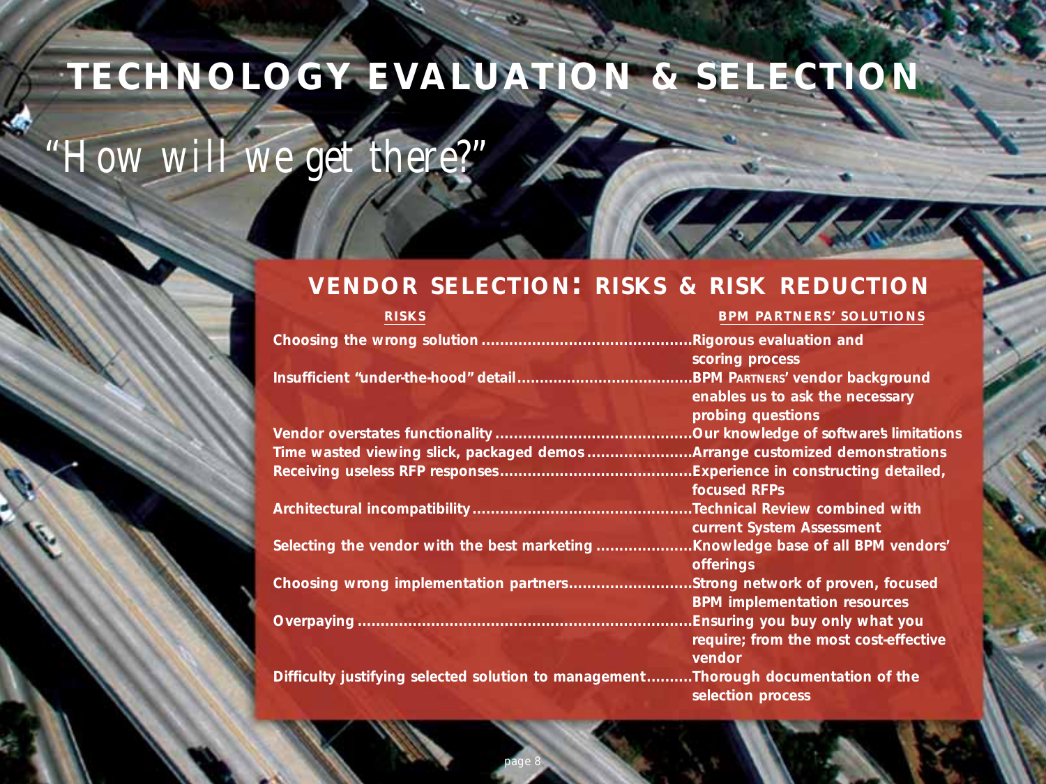# TECHNOLOGY EVALUATION & SELECTION

*"How will we get there?"*

## VENDOR SELECTION: RISKS & RISK REDUCTION

| RISKS | BPM PARTNERS' SOLUTIONS |
|---|---|
| Choosing the wrong solution | Rigorous evaluation and scoring process |
| Insufficient "under-the-hood" detail | BPM PARTNERS' vendor background enables us to ask the necessary probing questions |
| Vendor overstates functionality | Our knowledge of software's limitations |
| Time wasted viewing slick, packaged demos | Arrange customized demonstrations |
| Receiving useless RFP responses | Experience in constructing detailed, focused RFPs |
| Architectural incompatibility | Technical Review combined with current System Assessment |
| Selecting the vendor with the best marketing | Knowledge base of all BPM vendors' offerings |
| Choosing wrong implementation partners | Strong network of proven, focused BPM implementation resources |
| Overpaying | Ensuring you buy only what you require; from the most cost-effective vendor |
| Difficulty justifying selected solution to management | Thorough documentation of the selection process |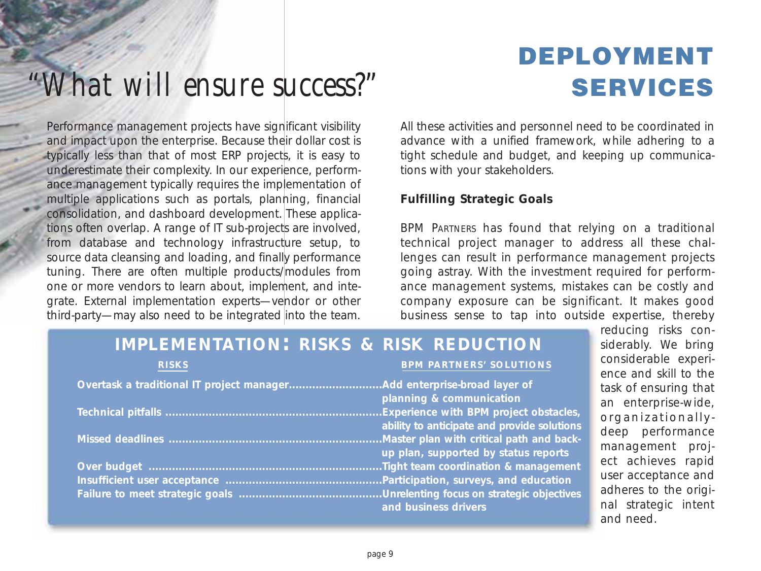# DEPLOYMENT SERVICES

## "What will ensure success?"

Performance management projects have significant visibility and impact upon the enterprise. Because their dollar cost is typically less than that of most ERP projects, it is easy to underestimate their complexity. In our experience, performance management typically requires the implementation of multiple applications such as portals, planning, financial consolidation, and dashboard development. These applications often overlap. A range of IT sub-projects are involved, from database and technology infrastructure setup, to source data cleansing and loading, and finally performance tuning. There are often multiple products/modules from one or more vendors to learn about, implement, and integrate. External implementation experts—vendor or other third-party—may also need to be integrated into the team.

All these activities and personnel need to be coordinated in advance with a unified framework, while adhering to a tight schedule and budget, and keeping up communications with your stakeholders.

**Fulfilling Strategic Goals**

BPM PARTNERS has found that relying on a traditional technical project manager to address all these challenges can result in performance management projects going astray. With the investment required for performance management systems, mistakes can be costly and company exposure can be significant. It makes good business sense to tap into outside expertise, thereby reducing risks considerably. We bring considerable experience and skill to the task of ensuring that an enterprise-wide, organizationally-deep performance management project achieves rapid user acceptance and adheres to the original strategic intent and need.

### IMPLEMENTATION: RISKS & RISK REDUCTION

| RISKS | BPM PARTNERS' SOLUTIONS |
|---|---|
| Overtask a traditional IT project manager | Add enterprise-broad layer of planning & communication |
| Technical pitfalls | Experience with BPM project obstacles, ability to anticipate and provide solutions |
| Missed deadlines | Master plan with critical path and back-up plan, supported by status reports |
| Over budget | Tight team coordination & management |
| Insufficient user acceptance | Participation, surveys, and education |
| Failure to meet strategic goals | Unrelenting focus on strategic objectives and business drivers |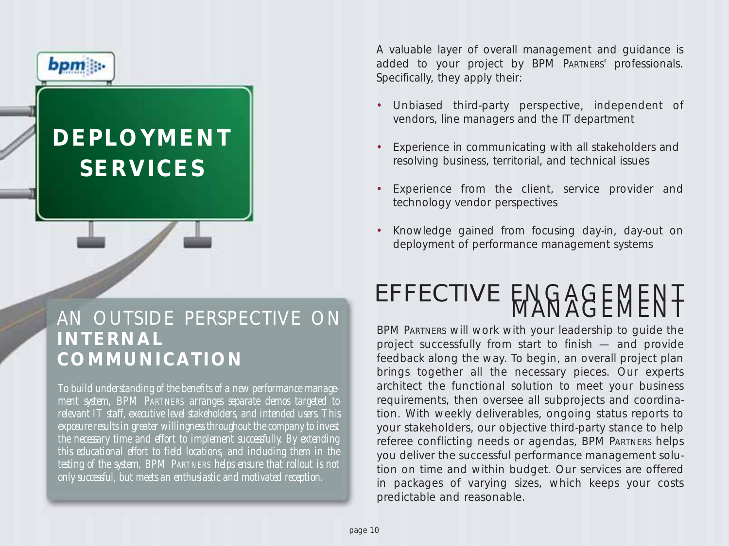# DEPLOYMENT SERVICES

## AN OUTSIDE PERSPECTIVE ON **INTERNAL COMMUNICATION**

*To build understanding of the benefits of a new performance management system, BPM PARTNERS arranges separate demos targeted to relevant IT staff, executive level stakeholders, and intended users. This exposure results in greater willingness throughout the company to invest the necessary time and effort to implement successfully. By extending this educational effort to field locations, and including them in the testing of the system, BPM PARTNERS helps ensure that rollout is not only successful, but meets an enthusiastic and motivated reception.*

A valuable layer of overall management and guidance is added to your project by BPM PARTNERS' professionals. Specifically, they apply their:

- Unbiased third-party perspective, independent of vendors, line managers and the IT department
- Experience in communicating with all stakeholders and resolving business, territorial, and technical issues
- Experience from the client, service provider and technology vendor perspectives
- Knowledge gained from focusing day-in, day-out on deployment of performance management systems

## EFFECTIVE ENGAGEMENT MANAGEMENT

BPM PARTNERS will work with your leadership to guide the project successfully from start to finish — and provide feedback along the way. To begin, an overall project plan brings together all the necessary pieces. Our experts architect the functional solution to meet your business requirements, then oversee all subprojects and coordination. With weekly deliverables, ongoing status reports to your stakeholders, our objective third-party stance to help referee conflicting needs or agendas, BPM PARTNERS helps you deliver the successful performance management solution on time and within budget. Our services are offered in packages of varying sizes, which keeps your costs predictable and reasonable.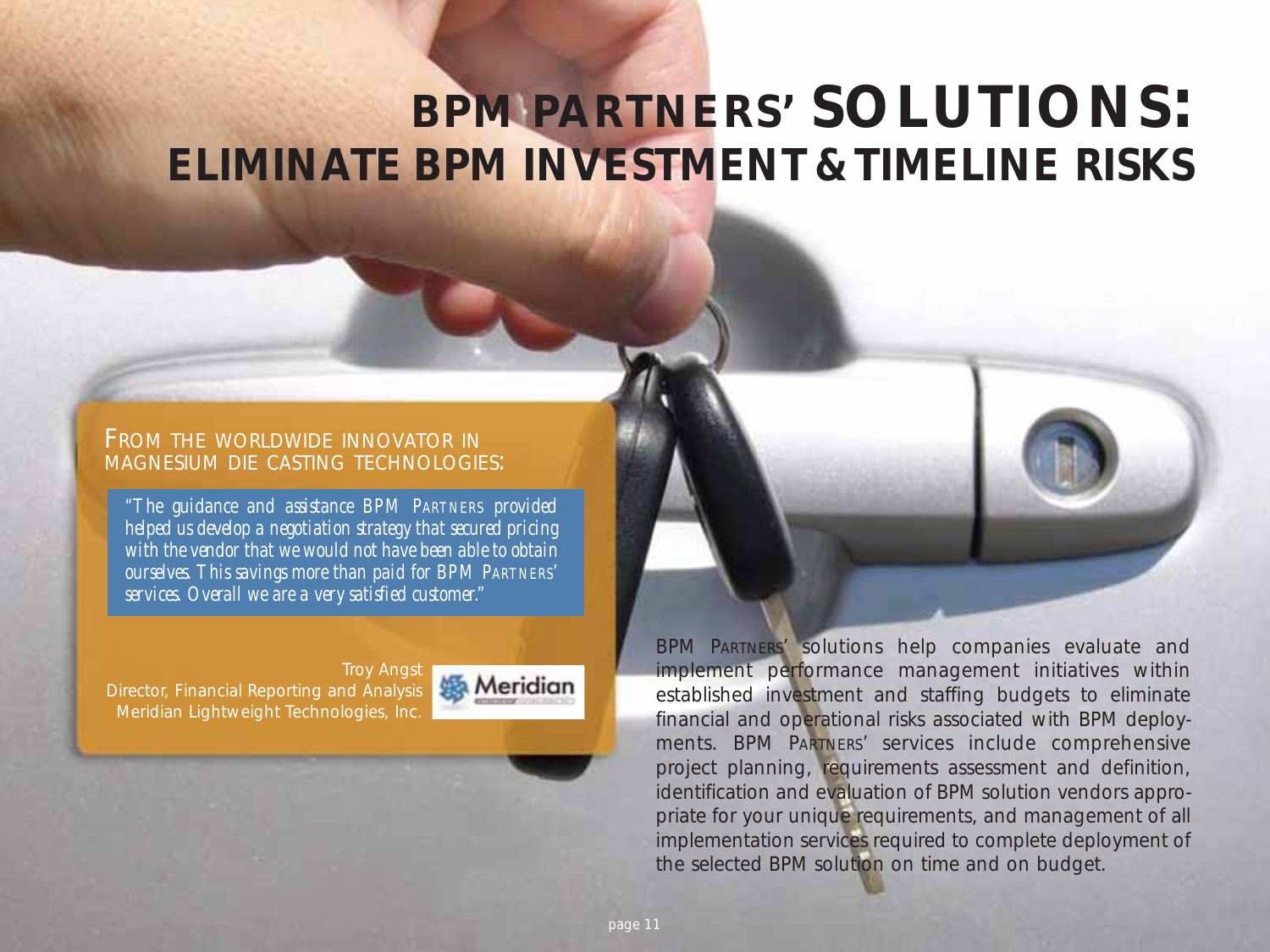# BPM PARTNERS' SOLUTIONS: ELIMINATE BPM INVESTMENT & TIMELINE RISKS

FROM THE WORLDWIDE INNOVATOR IN MAGNESIUM DIE CASTING TECHNOLOGIES:

*"The guidance and assistance BPM PARTNERS provided helped us develop a negotiation strategy that secured pricing with the vendor that we would not have been able to obtain ourselves. This savings more than paid for BPM PARTNERS' services. Overall we are a very satisfied customer."*

Troy Angst
Director, Financial Reporting and Analysis
Meridian Lightweight Technologies, Inc.

BPM PARTNERS' solutions help companies evaluate and implement performance management initiatives within established investment and staffing budgets to eliminate financial and operational risks associated with BPM deployments. BPM PARTNERS' services include comprehensive project planning, requirements assessment and definition, identification and evaluation of BPM solution vendors appropriate for your unique requirements, and management of all implementation services required to complete deployment of the selected BPM solution on time and on budget.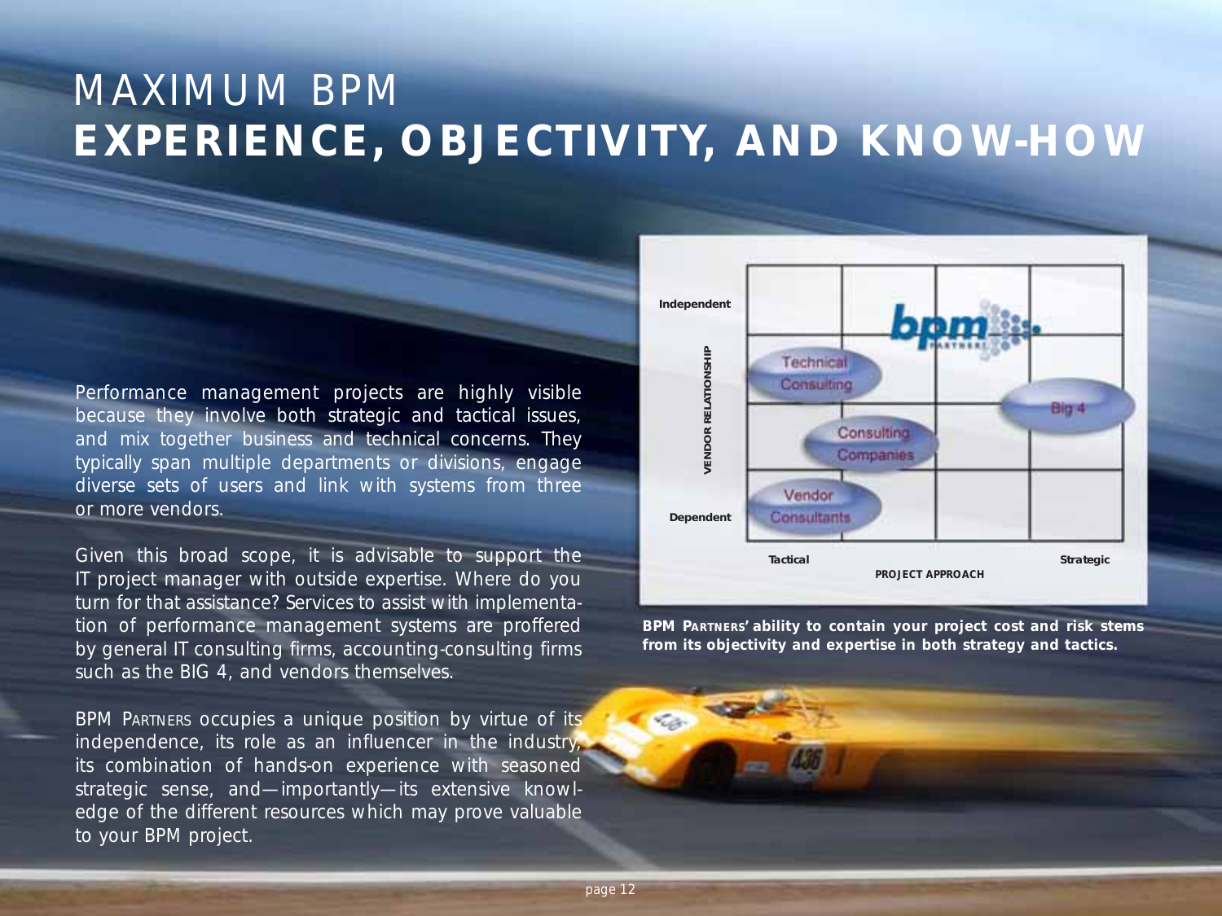# MAXIMUM BPM
# EXPERIENCE, OBJECTIVITY, AND KNOW-HOW

Performance management projects are highly visible because they involve both strategic and tactical issues, and mix together business and technical concerns. They typically span multiple departments or divisions, engage diverse sets of users and link with systems from three or more vendors.

Given this broad scope, it is advisable to support the IT project manager with outside expertise. Where do you turn for that assistance? Services to assist with implementation of performance management systems are proffered by general IT consulting firms, accounting-consulting firms such as the BIG 4, and vendors themselves.

BPM PARTNERS occupies a unique position by virtue of its independence, its role as an influencer in the industry, its combination of hands-on experience with seasoned strategic sense, and—importantly—its extensive knowledge of the different resources which may prove valuable to your BPM project.

Independent

VENDOR RELATIONSHIP

Dependent

bpm PARTNERS

Technical Consulting

Big 4

Consulting Companies

Vendor Consultants

Tactical

PROJECT APPROACH

Strategic

**BPM PARTNERS' ability to contain your project cost and risk stems from its objectivity and expertise in both strategy and tactics.**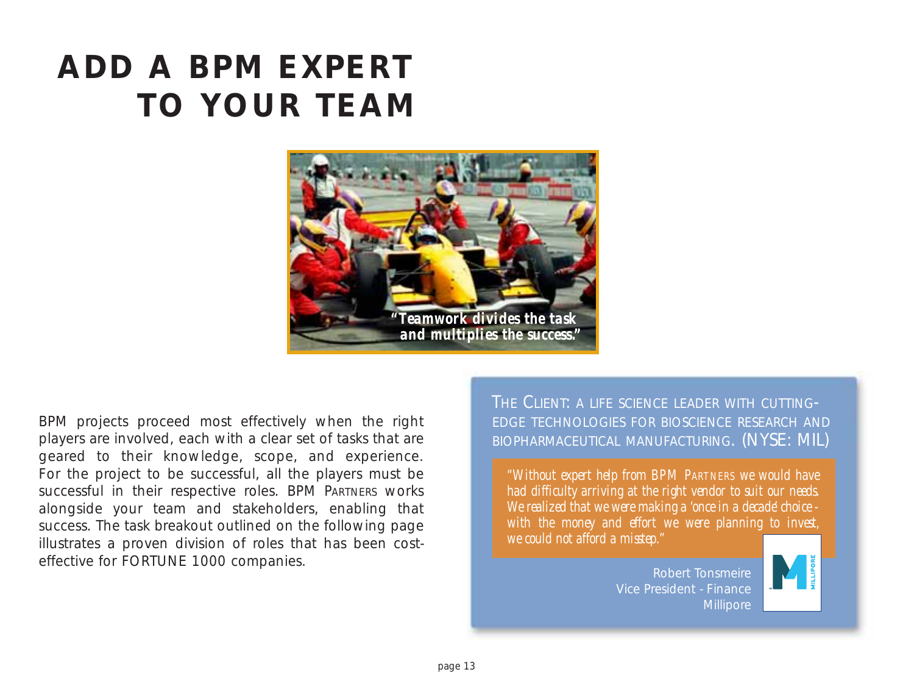# ADD A BPM EXPERT TO YOUR TEAM

*"Teamwork divides the task and multiplies the success."*

BPM projects proceed most effectively when the right players are involved, each with a clear set of tasks that are geared to their knowledge, scope, and experience. For the project to be successful, all the players must be successful in their respective roles. BPM PARTNERS works alongside your team and stakeholders, enabling that success. The task breakout outlined on the following page illustrates a proven division of roles that has been cost-effective for FORTUNE 1000 companies.

THE CLIENT: A LIFE SCIENCE LEADER WITH CUTTING-EDGE TECHNOLOGIES FOR BIOSCIENCE RESEARCH AND BIOPHARMACEUTICAL MANUFACTURING. (NYSE: MIL)

*"Without expert help from BPM PARTNERS we would have had difficulty arriving at the right vendor to suit our needs. We realized that we were making a 'once in a decade' choice - with the money and effort we were planning to invest, we could not afford a misstep."*

Robert Tonsmeire
Vice President - Finance
Millipore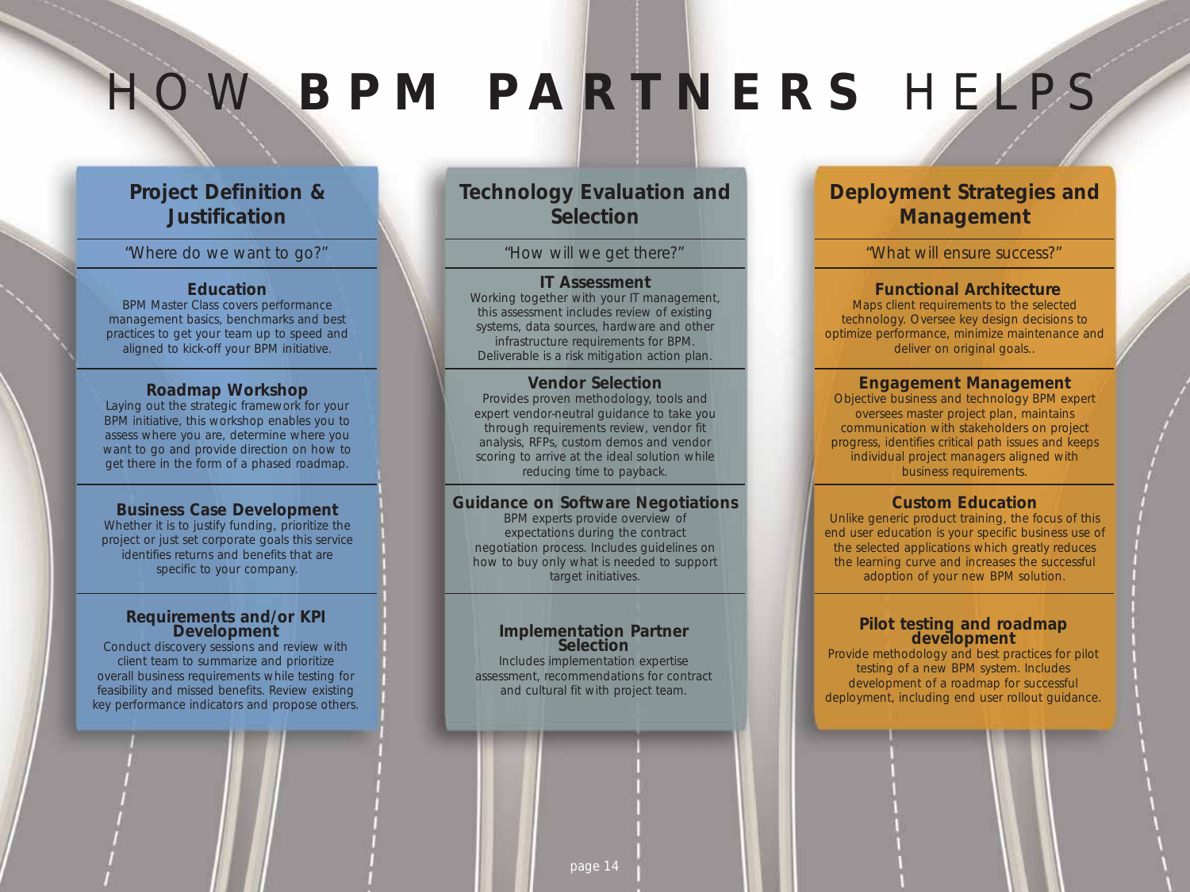# HOW **BPM PARTNERS** HELPS

## Project Definition & Justification

"Where do we want to go?"

### Education

BPM Master Class covers performance management basics, benchmarks and best practices to get your team up to speed and aligned to kick-off your BPM initiative.

### Roadmap Workshop

Laying out the strategic framework for your BPM initiative, this workshop enables you to assess where you are, determine where you want to go and provide direction on how to get there in the form of a phased roadmap.

### Business Case Development

Whether it is to justify funding, prioritize the project or just set corporate goals this service identifies returns and benefits that are specific to your company.

### Requirements and/or KPI Development

Conduct discovery sessions and review with client team to summarize and prioritize overall business requirements while testing for feasibility and missed benefits. Review existing key performance indicators and propose others.

## Technology Evaluation and Selection

"How will we get there?"

### IT Assessment

Working together with your IT management, this assessment includes review of existing systems, data sources, hardware and other infrastructure requirements for BPM. Deliverable is a risk mitigation action plan.

### Vendor Selection

Provides proven methodology, tools and expert vendor-neutral guidance to take you through requirements review, vendor fit analysis, RFPs, custom demos and vendor scoring to arrive at the ideal solution while reducing time to payback.

### Guidance on Software Negotiations

BPM experts provide overview of expectations during the contract negotiation process. Includes guidelines on how to buy only what is needed to support target initiatives.

### Implementation Partner Selection

Includes implementation expertise assessment, recommendations for contract and cultural fit with project team.

## Deployment Strategies and Management

"What will ensure success?"

### Functional Architecture

Maps client requirements to the selected technology. Oversee key design decisions to optimize performance, minimize maintenance and deliver on original goals..

### Engagement Management

Objective business and technology BPM expert oversees master project plan, maintains communication with stakeholders on project progress, identifies critical path issues and keeps individual project managers aligned with business requirements.

### Custom Education

Unlike generic product training, the focus of this end user education is your specific business use of the selected applications which greatly reduces the learning curve and increases the successful adoption of your new BPM solution.

### Pilot testing and roadmap development

Provide methodology and best practices for pilot testing of a new BPM system. Includes development of a roadmap for successful deployment, including end user rollout guidance.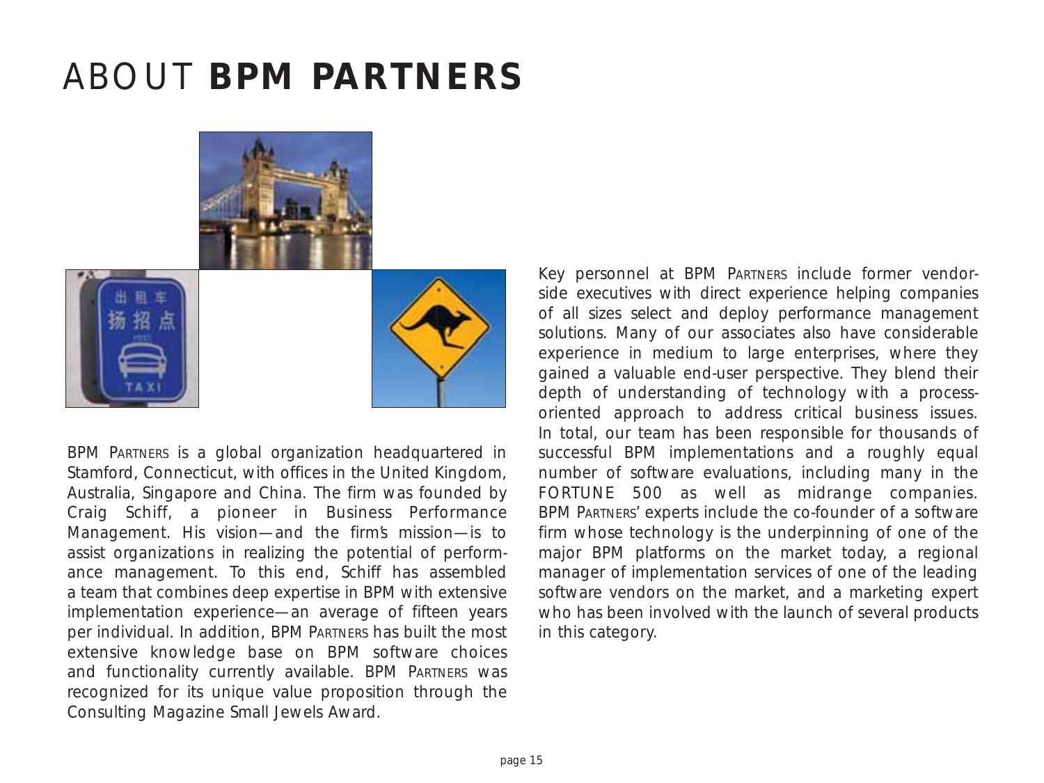# ABOUT **BPM PARTNERS**

BPM PARTNERS is a global organization headquartered in Stamford, Connecticut, with offices in the United Kingdom, Australia, Singapore and China. The firm was founded by Craig Schiff, a pioneer in Business Performance Management. His vision—and the firm's mission—is to assist organizations in realizing the potential of performance management. To this end, Schiff has assembled a team that combines deep expertise in BPM with extensive implementation experience—an average of fifteen years per individual. In addition, BPM PARTNERS has built the most extensive knowledge base on BPM software choices and functionality currently available. BPM PARTNERS was recognized for its unique value proposition through the Consulting Magazine Small Jewels Award.

Key personnel at BPM PARTNERS include former vendor-side executives with direct experience helping companies of all sizes select and deploy performance management solutions. Many of our associates also have considerable experience in medium to large enterprises, where they gained a valuable end-user perspective. They blend their depth of understanding of technology with a process-oriented approach to address critical business issues. In total, our team has been responsible for thousands of successful BPM implementations and a roughly equal number of software evaluations, including many in the FORTUNE 500 as well as midrange companies. BPM PARTNERS' experts include the co-founder of a software firm whose technology is the underpinning of one of the major BPM platforms on the market today, a regional manager of implementation services of one of the leading software vendors on the market, and a marketing expert who has been involved with the launch of several products in this category.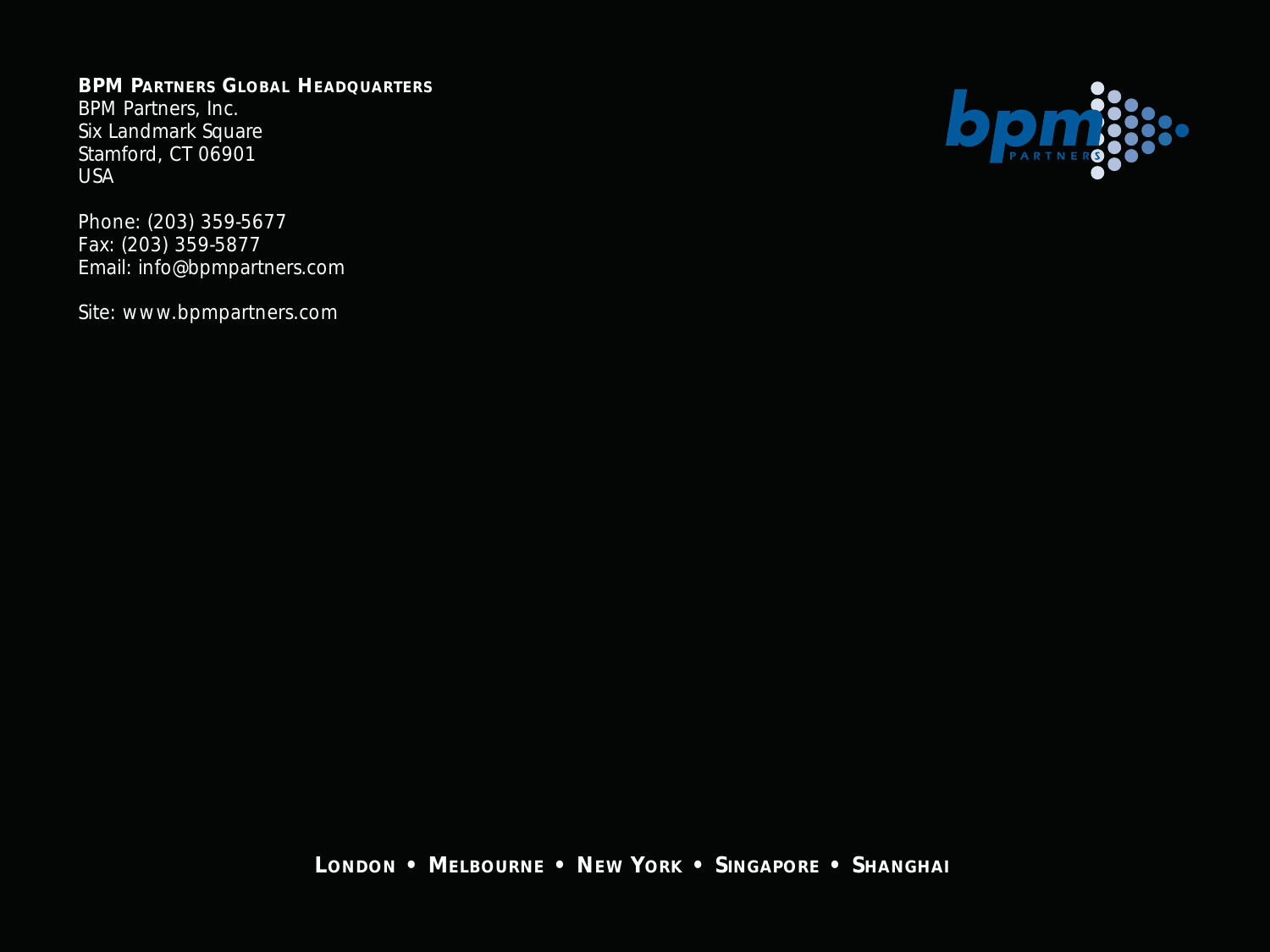**BPM Partners Global Headquarters**
BPM Partners, Inc.
Six Landmark Square
Stamford, CT 06901
USA

Phone: (203) 359-5677
Fax: (203) 359-5877
Email: info@bpmpartners.com

Site: www.bpmpartners.com

**London • Melbourne • New York • Singapore • Shanghai**